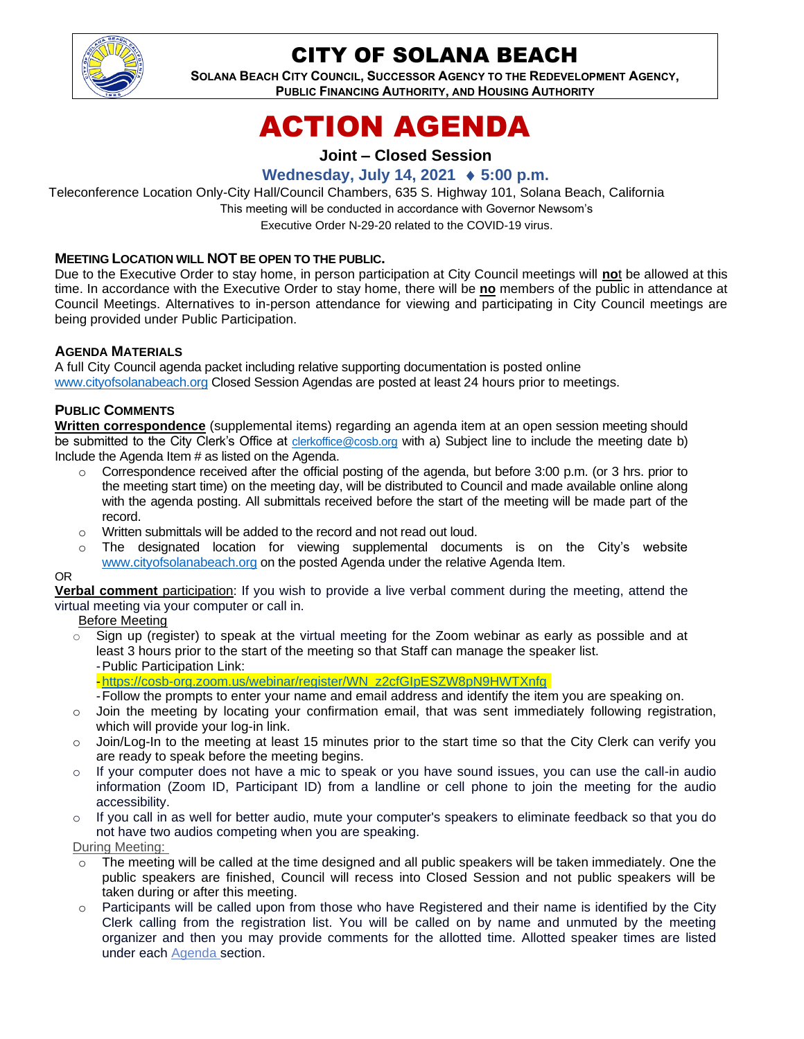# CITY OF SOLANA BEACH

**SOLANA BEACH CITY COUNCIL, SUCCESSOR AGENCY TO THE REDEVELOPMENT AGENCY, PUBLIC FINANCING AUTHORITY, AND HOUSING AUTHORITY**

# ACTION AGENDA

**Joint – Closed Session**

**Wednesday, July 14, 2021 ♦ 5:00 p.m.**

Teleconference Location Only-City Hall/Council Chambers, 635 S. Highway 101, Solana Beach, California

This meeting will be conducted in accordance with Governor Newsom's Executive Order N-29-20 related to the COVID-19 virus.

**MEETING LOCATION WILL NOT BE OPEN TO THE PUBLIC.**

Due to the Executive Order to stay home, in person participation at City Council meetings will **not** be allowed at this time. In accordance with the Executive Order to stay home, there will be **no** members of the public in attendance at Council Meetings. Alternatives to in-person attendance for viewing and participating in City Council meetings are being provided under Public Participation.

**AGENDA MATERIALS**

A full City Council agenda packet including relative supporting documentation is posted online www.cityofsolanabeach.org Closed Session Agendas are posted at least 24 hours prior to meetings.

**PUBLIC COMMENTS**

**Written correspondence** (supplemental items) regarding an agenda item at an open session meeting should be submitted to the City Clerk's Office at clerkoffice@cosb.org with a) Subject line to include the meeting date b) Include the Agenda Item # as listed on the Agenda.

- Correspondence received after the official posting of the agenda, but before 3:00 p.m. (or 3 hrs. prior to the meeting start time) on the meeting day, will be distributed to Council and made available online along with the agenda posting. All submittals received before the start of the meeting will be made part of the record.
- Written submittals will be added to the record and not read out loud.
- The designated location for viewing supplemental documents is on the City's website www.cityofsolanabeach.org on the posted Agenda under the relative Agenda Item.

OR

**Verbal comment** participation: If you wish to provide a live verbal comment during the meeting, attend the virtual meeting via your computer or call in.

Before Meeting

- Sign up (register) to speak at the virtual meeting for the Zoom webinar as early as possible and at least 3 hours prior to the start of the meeting so that Staff can manage the speaker list.
  - Public Participation Link:
  - https://cosb-org.zoom.us/webinar/register/WN_z2cfGIpESZW8pN9HWTXnfg
  - Follow the prompts to enter your name and email address and identify the item you are speaking on.
- Join the meeting by locating your confirmation email, that was sent immediately following registration, which will provide your log-in link.
- Join/Log-In to the meeting at least 15 minutes prior to the start time so that the City Clerk can verify you are ready to speak before the meeting begins.
- If your computer does not have a mic to speak or you have sound issues, you can use the call-in audio information (Zoom ID, Participant ID) from a landline or cell phone to join the meeting for the audio accessibility.
- If you call in as well for better audio, mute your computer's speakers to eliminate feedback so that you do not have two audios competing when you are speaking.

During Meeting:

- The meeting will be called at the time designed and all public speakers will be taken immediately. One the public speakers are finished, Council will recess into Closed Session and not public speakers will be taken during or after this meeting.
- Participants will be called upon from those who have Registered and their name is identified by the City Clerk calling from the registration list. You will be called on by name and unmuted by the meeting organizer and then you may provide comments for the allotted time. Allotted speaker times are listed under each Agenda section.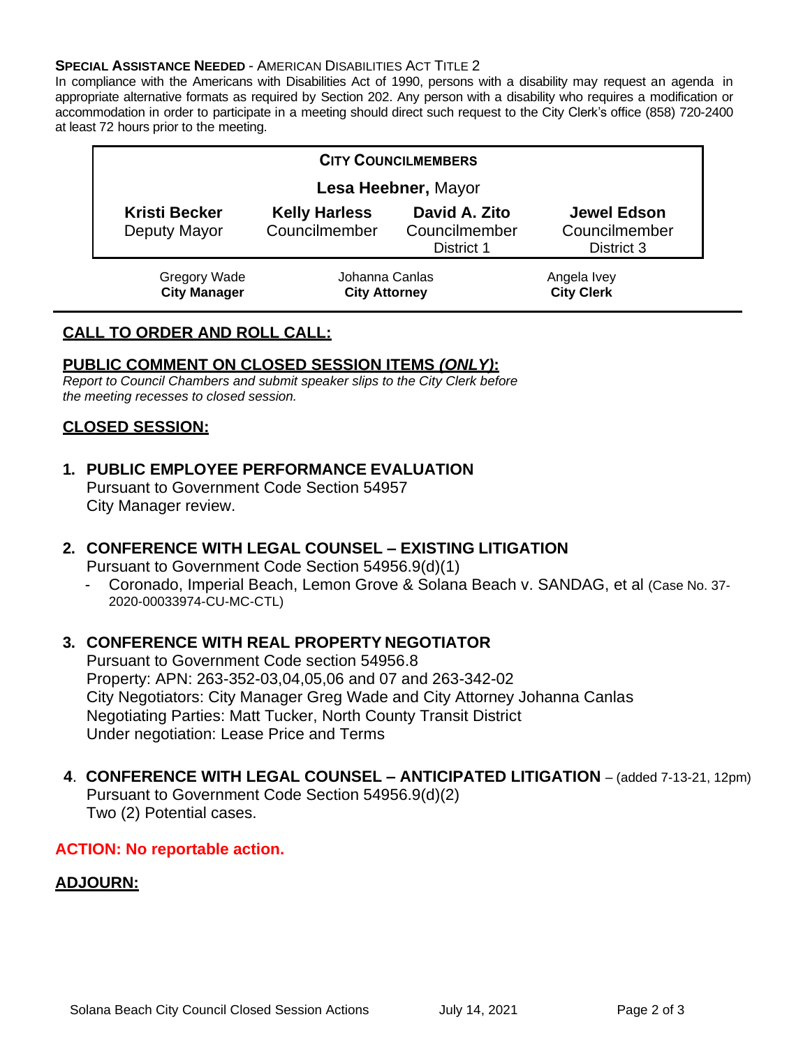**SPECIAL ASSISTANCE NEEDED** - AMERICAN DISABILITIES ACT TITLE 2

In compliance with the Americans with Disabilities Act of 1990, persons with a disability may request an agenda in appropriate alternative formats as required by Section 202. Any person with a disability who requires a modification or accommodation in order to participate in a meeting should direct such request to the City Clerk's office (858) 720-2400 at least 72 hours prior to the meeting.

| **CITY COUNCILMEMBERS** | | | |
|---|---|---|---|
| | **Lesa Heebner,** Mayor | | |
| **Kristi Becker** Deputy Mayor | **Kelly Harless** Councilmember | **David A. Zito** Councilmember District 1 | **Jewel Edson** Councilmember District 3 |

| Gregory Wade **City Manager** | Johanna Canlas **City Attorney** | Angela Ivey **City Clerk** |
|---|---|---|

## CALL TO ORDER AND ROLL CALL:

## PUBLIC COMMENT ON CLOSED SESSION ITEMS *(ONLY)*:

*Report to Council Chambers and submit speaker slips to the City Clerk before the meeting recesses to closed session.*

## CLOSED SESSION:

**1. PUBLIC EMPLOYEE PERFORMANCE EVALUATION**
Pursuant to Government Code Section 54957
City Manager review.

**2. CONFERENCE WITH LEGAL COUNSEL – EXISTING LITIGATION**
Pursuant to Government Code Section 54956.9(d)(1)
- Coronado, Imperial Beach, Lemon Grove & Solana Beach v. SANDAG, et al (Case No. 37-2020-00033974-CU-MC-CTL)

**3. CONFERENCE WITH REAL PROPERTY NEGOTIATOR**
Pursuant to Government Code section 54956.8
Property: APN: 263-352-03,04,05,06 and 07 and 263-342-02
City Negotiators: City Manager Greg Wade and City Attorney Johanna Canlas
Negotiating Parties: Matt Tucker, North County Transit District
Under negotiation: Lease Price and Terms

**4. CONFERENCE WITH LEGAL COUNSEL – ANTICIPATED LITIGATION** – (added 7-13-21, 12pm)
Pursuant to Government Code Section 54956.9(d)(2)
Two (2) Potential cases.

**ACTION: No reportable action.**

## ADJOURN: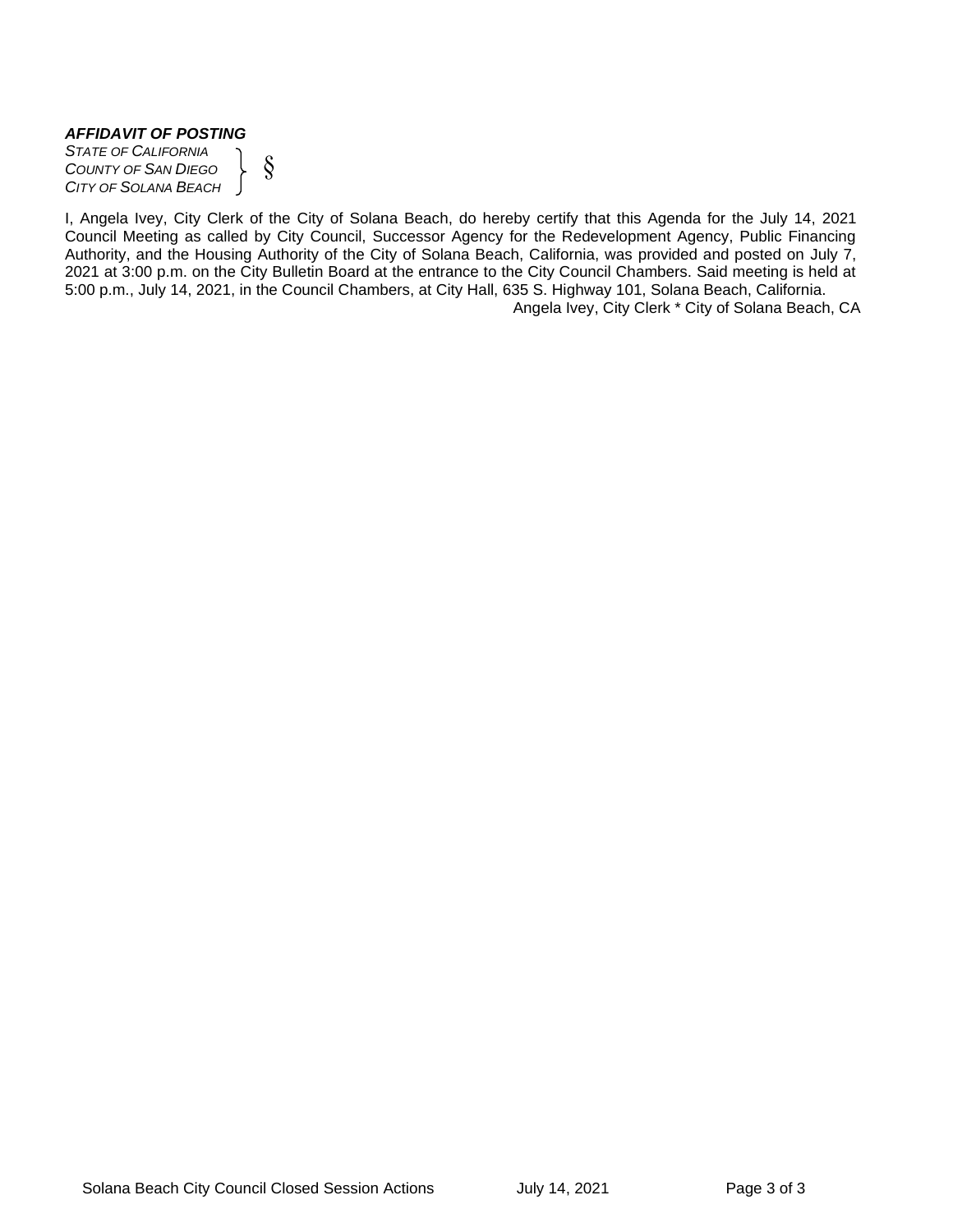***AFFIDAVIT OF POSTING***

*STATE OF CALIFORNIA*
*COUNTY OF SAN DIEGO* } §
*CITY OF SOLANA BEACH*

I, Angela Ivey, City Clerk of the City of Solana Beach, do hereby certify that this Agenda for the July 14, 2021 Council Meeting as called by City Council, Successor Agency for the Redevelopment Agency, Public Financing Authority, and the Housing Authority of the City of Solana Beach, California, was provided and posted on July 7, 2021 at 3:00 p.m. on the City Bulletin Board at the entrance to the City Council Chambers. Said meeting is held at 5:00 p.m., July 14, 2021, in the Council Chambers, at City Hall, 635 S. Highway 101, Solana Beach, California.

Angela Ivey, City Clerk * City of Solana Beach, CA